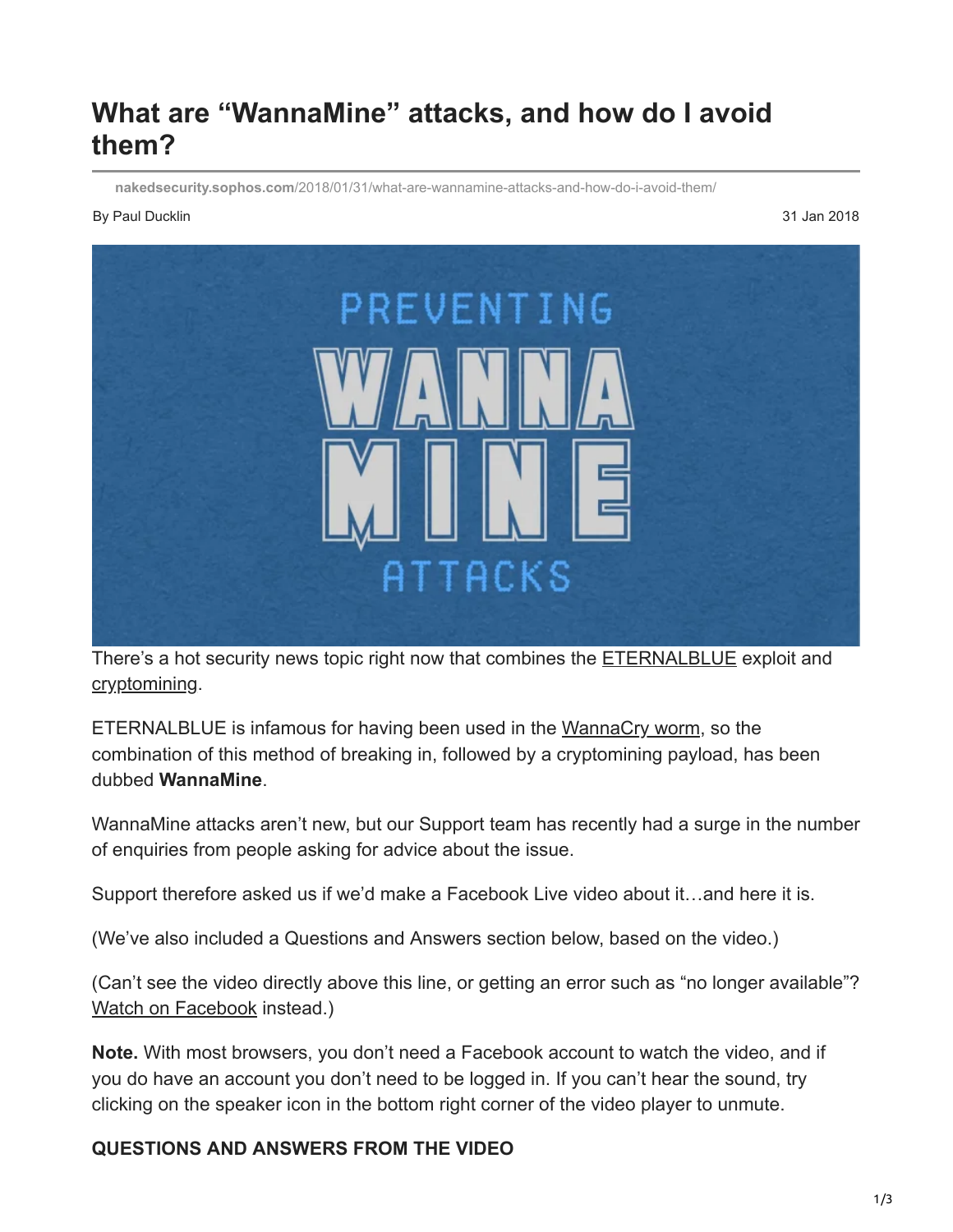# What are "WannaMine" attacks, and how do I avoid them?

nakedsecurity.sophos.com/2018/01/31/what-are-wannamine-attacks-and-how-do-i-avoid-them/

By Paul Ducklin

31 Jan 2018

There's a hot security news topic right now that combines the ETERNALBLUE exploit and cryptomining.

ETERNALBLUE is infamous for having been used in the WannaCry worm, so the combination of this method of breaking in, followed by a cryptomining payload, has been dubbed **WannaMine**.

WannaMine attacks aren't new, but our Support team has recently had a surge in the number of enquiries from people asking for advice about the issue.

Support therefore asked us if we'd make a Facebook Live video about it…and here it is.

(We've also included a Questions and Answers section below, based on the video.)

(Can't see the video directly above this line, or getting an error such as "no longer available"? Watch on Facebook instead.)

**Note.** With most browsers, you don't need a Facebook account to watch the video, and if you do have an account you don't need to be logged in. If you can't hear the sound, try clicking on the speaker icon in the bottom right corner of the video player to unmute.

**QUESTIONS AND ANSWERS FROM THE VIDEO**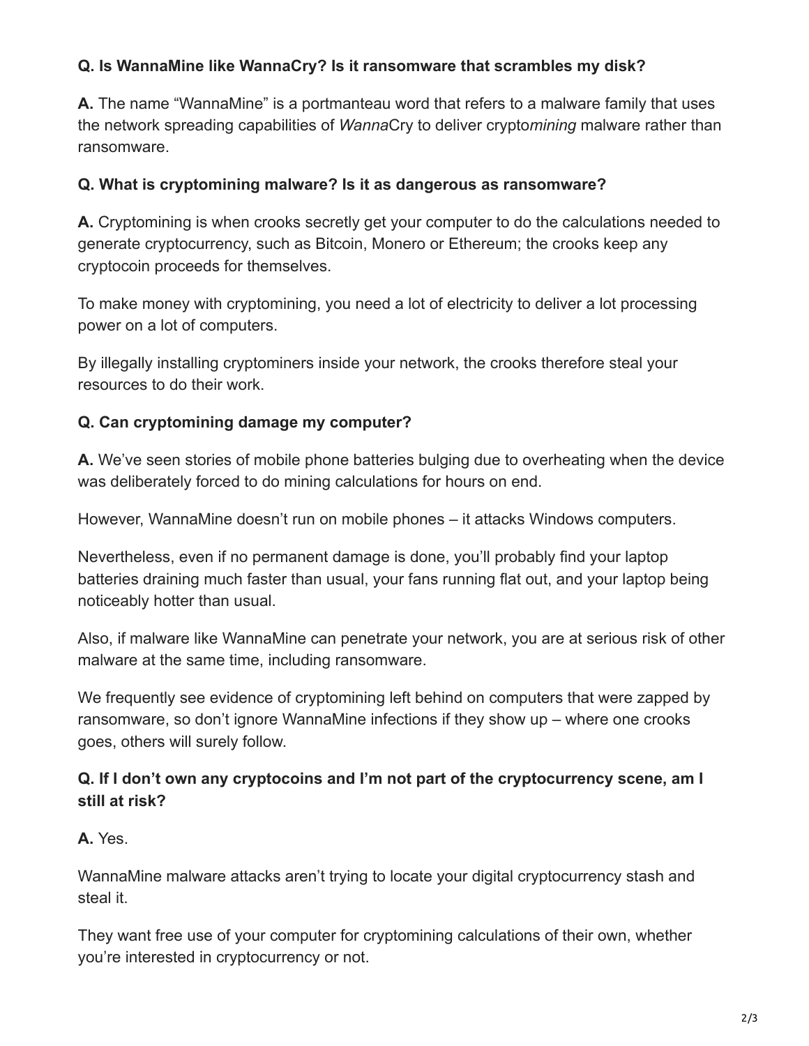**Q. Is WannaMine like WannaCry? Is it ransomware that scrambles my disk?**

**A.** The name "WannaMine" is a portmanteau word that refers to a malware family that uses the network spreading capabilities of *Wanna*Cry to deliver crypto*mining* malware rather than ransomware.

**Q. What is cryptomining malware? Is it as dangerous as ransomware?**

**A.** Cryptomining is when crooks secretly get your computer to do the calculations needed to generate cryptocurrency, such as Bitcoin, Monero or Ethereum; the crooks keep any cryptocoin proceeds for themselves.

To make money with cryptomining, you need a lot of electricity to deliver a lot processing power on a lot of computers.

By illegally installing cryptominers inside your network, the crooks therefore steal your resources to do their work.

**Q. Can cryptomining damage my computer?**

**A.** We've seen stories of mobile phone batteries bulging due to overheating when the device was deliberately forced to do mining calculations for hours on end.

However, WannaMine doesn't run on mobile phones – it attacks Windows computers.

Nevertheless, even if no permanent damage is done, you'll probably find your laptop batteries draining much faster than usual, your fans running flat out, and your laptop being noticeably hotter than usual.

Also, if malware like WannaMine can penetrate your network, you are at serious risk of other malware at the same time, including ransomware.

We frequently see evidence of cryptomining left behind on computers that were zapped by ransomware, so don't ignore WannaMine infections if they show up – where one crooks goes, others will surely follow.

**Q. If I don't own any cryptocoins and I'm not part of the cryptocurrency scene, am I still at risk?**

**A.** Yes.

WannaMine malware attacks aren't trying to locate your digital cryptocurrency stash and steal it.

They want free use of your computer for cryptomining calculations of their own, whether you're interested in cryptocurrency or not.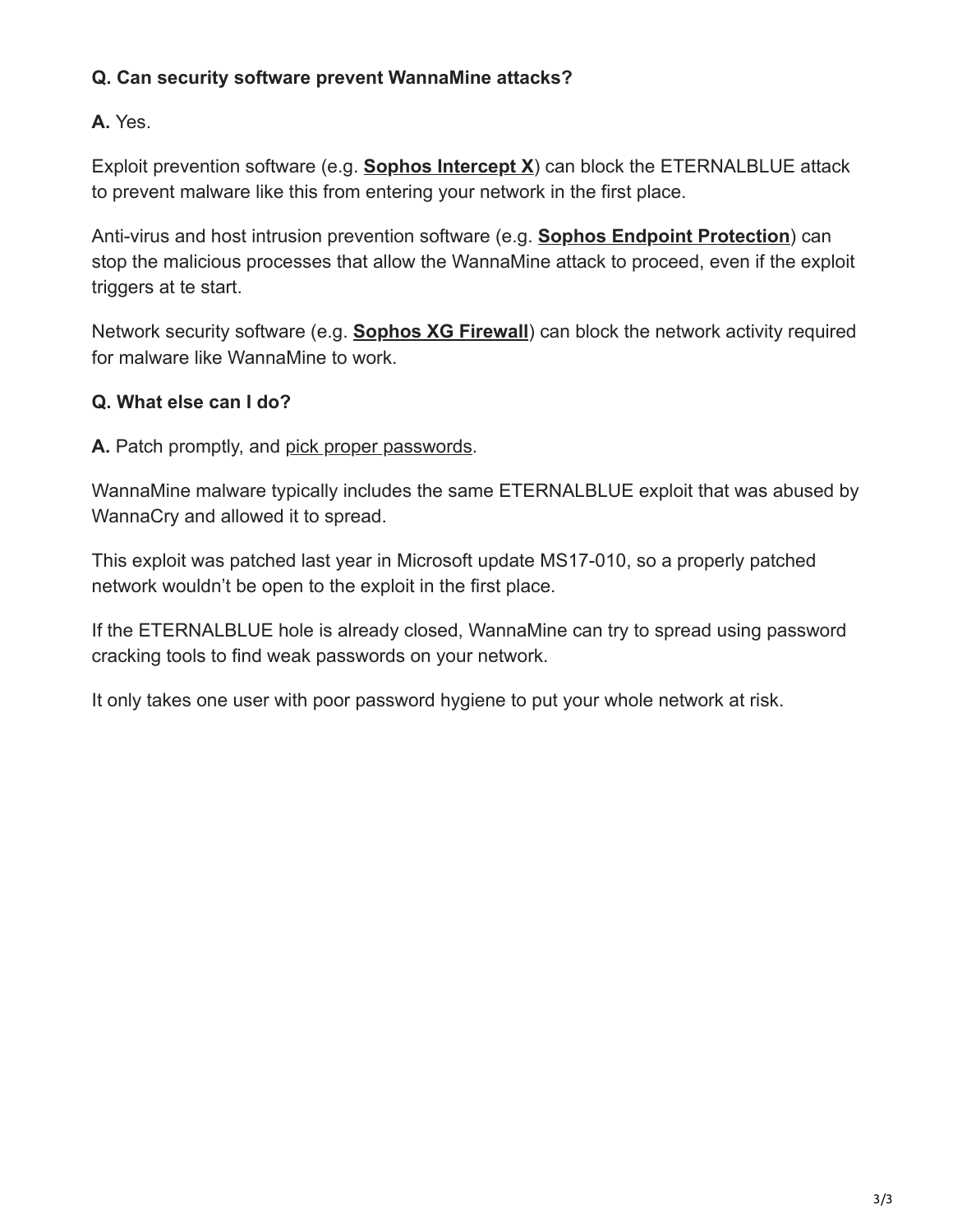**Q. Can security software prevent WannaMine attacks?**

**A.** Yes.

Exploit prevention software (e.g. **Sophos Intercept X**) can block the ETERNALBLUE attack to prevent malware like this from entering your network in the first place.

Anti-virus and host intrusion prevention software (e.g. **Sophos Endpoint Protection**) can stop the malicious processes that allow the WannaMine attack to proceed, even if the exploit triggers at te start.

Network security software (e.g. **Sophos XG Firewall**) can block the network activity required for malware like WannaMine to work.

**Q. What else can I do?**

**A.** Patch promptly, and pick proper passwords.

WannaMine malware typically includes the same ETERNALBLUE exploit that was abused by WannaCry and allowed it to spread.

This exploit was patched last year in Microsoft update MS17-010, so a properly patched network wouldn't be open to the exploit in the first place.

If the ETERNALBLUE hole is already closed, WannaMine can try to spread using password cracking tools to find weak passwords on your network.

It only takes one user with poor password hygiene to put your whole network at risk.